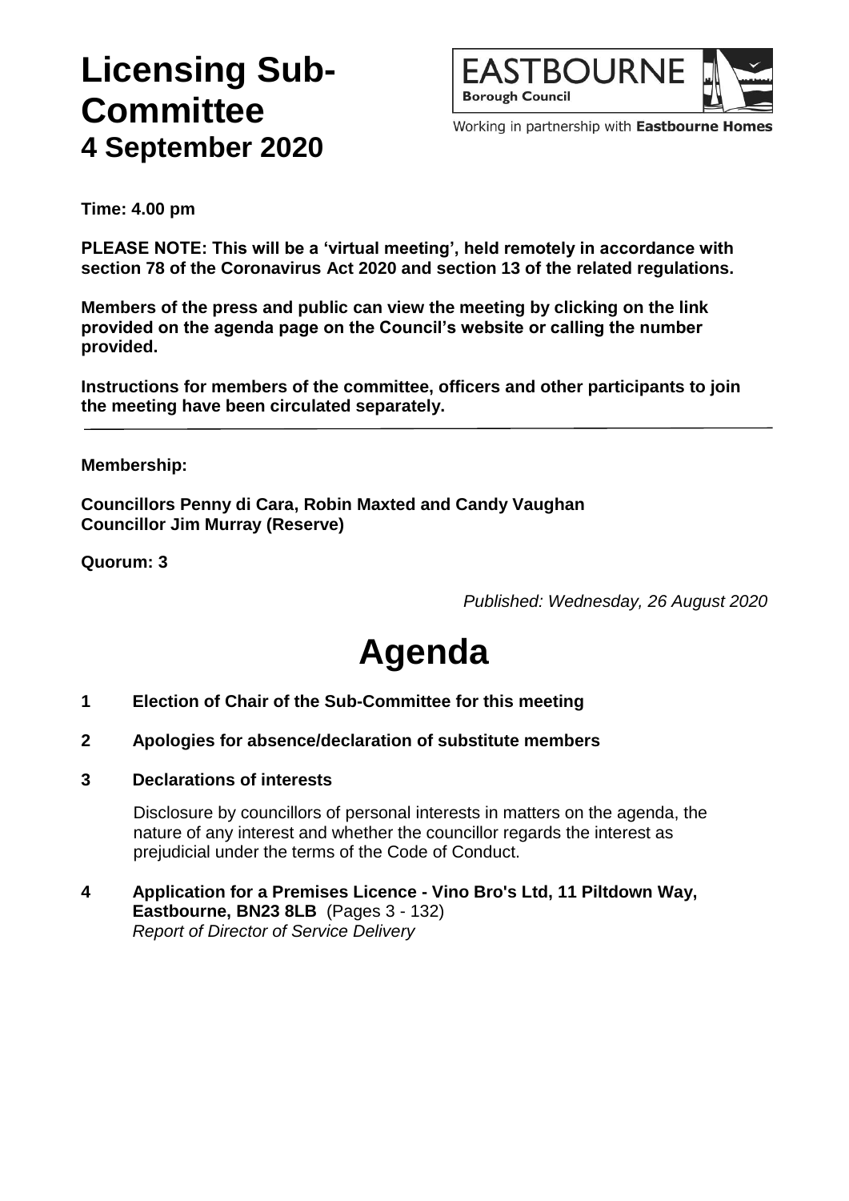# Licensing Sub-Committee
## 4 September 2020

**Time: 4.00 pm**

**PLEASE NOTE: This will be a 'virtual meeting', held remotely in accordance with section 78 of the Coronavirus Act 2020 and section 13 of the related regulations.**

**Members of the press and public can view the meeting by clicking on the link provided on the agenda page on the Council's website or calling the number provided.**

**Instructions for members of the committee, officers and other participants to join the meeting have been circulated separately.**

---

**Membership:**

**Councillors Penny di Cara, Robin Maxted and Candy Vaughan**
**Councillor Jim Murray (Reserve)**

**Quorum: 3**

*Published: Wednesday, 26 August 2020*

# Agenda

**1 Election of Chair of the Sub-Committee for this meeting**

**2 Apologies for absence/declaration of substitute members**

**3 Declarations of interests**

Disclosure by councillors of personal interests in matters on the agenda, the nature of any interest and whether the councillor regards the interest as prejudicial under the terms of the Code of Conduct.

**4 Application for a Premises Licence - Vino Bro's Ltd, 11 Piltdown Way, Eastbourne, BN23 8LB** (Pages 3 - 132)
*Report of Director of Service Delivery*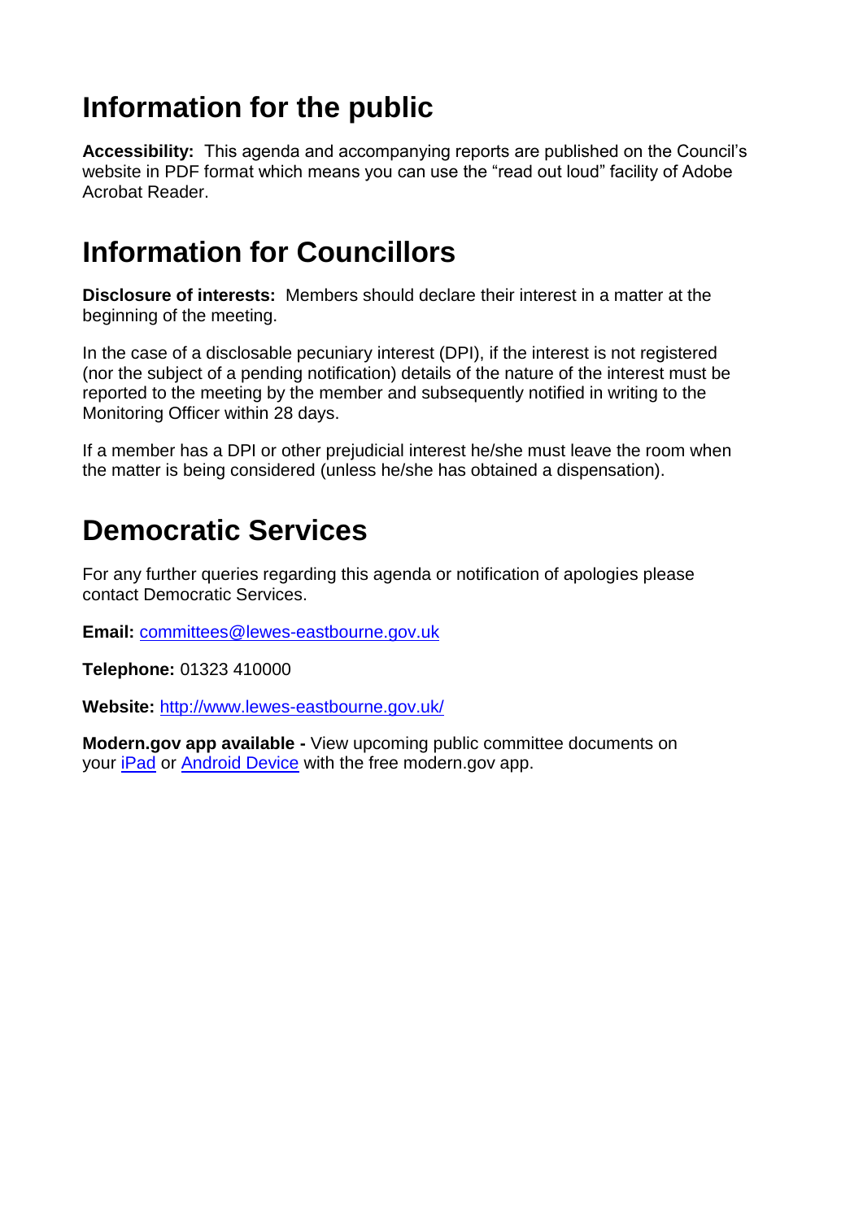# Information for the public

**Accessibility:** This agenda and accompanying reports are published on the Council's website in PDF format which means you can use the "read out loud" facility of Adobe Acrobat Reader.

# Information for Councillors

**Disclosure of interests:** Members should declare their interest in a matter at the beginning of the meeting.

In the case of a disclosable pecuniary interest (DPI), if the interest is not registered (nor the subject of a pending notification) details of the nature of the interest must be reported to the meeting by the member and subsequently notified in writing to the Monitoring Officer within 28 days.

If a member has a DPI or other prejudicial interest he/she must leave the room when the matter is being considered (unless he/she has obtained a dispensation).

# Democratic Services

For any further queries regarding this agenda or notification of apologies please contact Democratic Services.

**Email:** committees@lewes-eastbourne.gov.uk

**Telephone:** 01323 410000

**Website:** http://www.lewes-eastbourne.gov.uk/

**Modern.gov app available -** View upcoming public committee documents on your iPad or Android Device with the free modern.gov app.